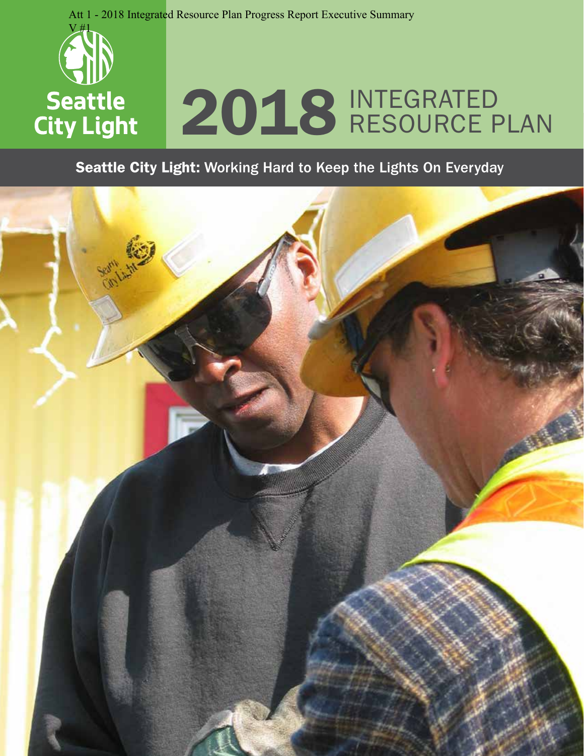Att 1 - 2018 Integrated Resource Plan Progress Report Executive Summary
V #1

Seattle City Light

# 2018 INTEGRATED RESOURCE PLAN

## Seattle City Light: Working Hard to Keep the Lights On Everyday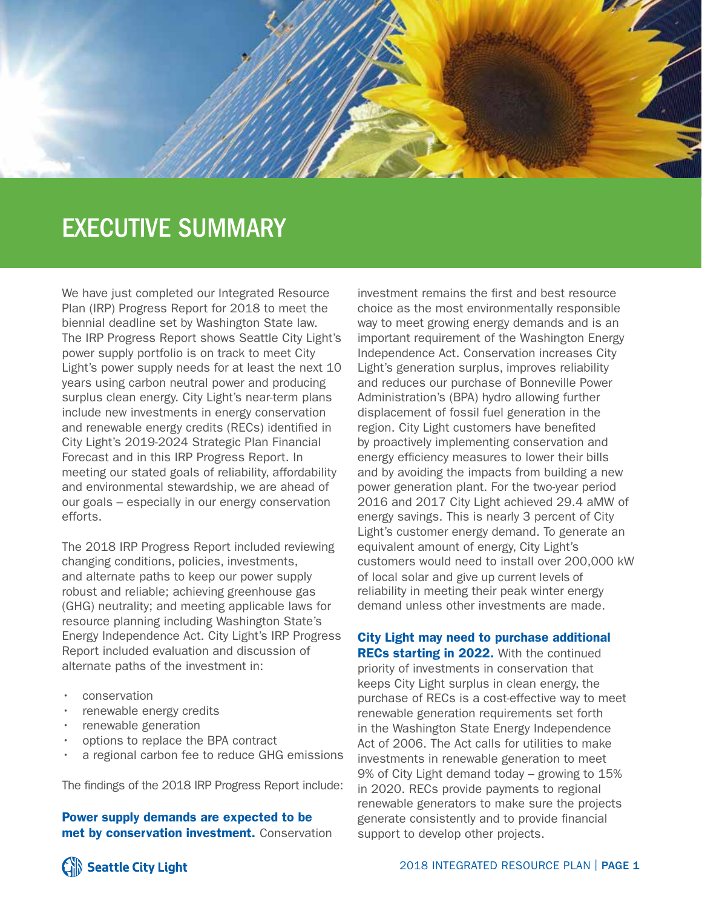# EXECUTIVE SUMMARY

We have just completed our Integrated Resource Plan (IRP) Progress Report for 2018 to meet the biennial deadline set by Washington State law. The IRP Progress Report shows Seattle City Light's power supply portfolio is on track to meet City Light's power supply needs for at least the next 10 years using carbon neutral power and producing surplus clean energy. City Light's near-term plans include new investments in energy conservation and renewable energy credits (RECs) identified in City Light's 2019-2024 Strategic Plan Financial Forecast and in this IRP Progress Report. In meeting our stated goals of reliability, affordability and environmental stewardship, we are ahead of our goals – especially in our energy conservation efforts.

The 2018 IRP Progress Report included reviewing changing conditions, policies, investments, and alternate paths to keep our power supply robust and reliable; achieving greenhouse gas (GHG) neutrality; and meeting applicable laws for resource planning including Washington State's Energy Independence Act. City Light's IRP Progress Report included evaluation and discussion of alternate paths of the investment in:

- conservation
- renewable energy credits
- renewable generation
- options to replace the BPA contract
- a regional carbon fee to reduce GHG emissions

The findings of the 2018 IRP Progress Report include:

**Power supply demands are expected to be met by conservation investment.** Conservation investment remains the first and best resource choice as the most environmentally responsible way to meet growing energy demands and is an important requirement of the Washington Energy Independence Act. Conservation increases City Light's generation surplus, improves reliability and reduces our purchase of Bonneville Power Administration's (BPA) hydro allowing further displacement of fossil fuel generation in the region. City Light customers have benefited by proactively implementing conservation and energy efficiency measures to lower their bills and by avoiding the impacts from building a new power generation plant. For the two-year period 2016 and 2017 City Light achieved 29.4 aMW of energy savings. This is nearly 3 percent of City Light's customer energy demand. To generate an equivalent amount of energy, City Light's customers would need to install over 200,000 kW of local solar and give up current levels of reliability in meeting their peak winter energy demand unless other investments are made.

**City Light may need to purchase additional RECs starting in 2022.** With the continued priority of investments in conservation that keeps City Light surplus in clean energy, the purchase of RECs is a cost-effective way to meet renewable generation requirements set forth in the Washington State Energy Independence Act of 2006. The Act calls for utilities to make investments in renewable generation to meet 9% of City Light demand today – growing to 15% in 2020. RECs provide payments to regional renewable generators to make sure the projects generate consistently and to provide financial support to develop other projects.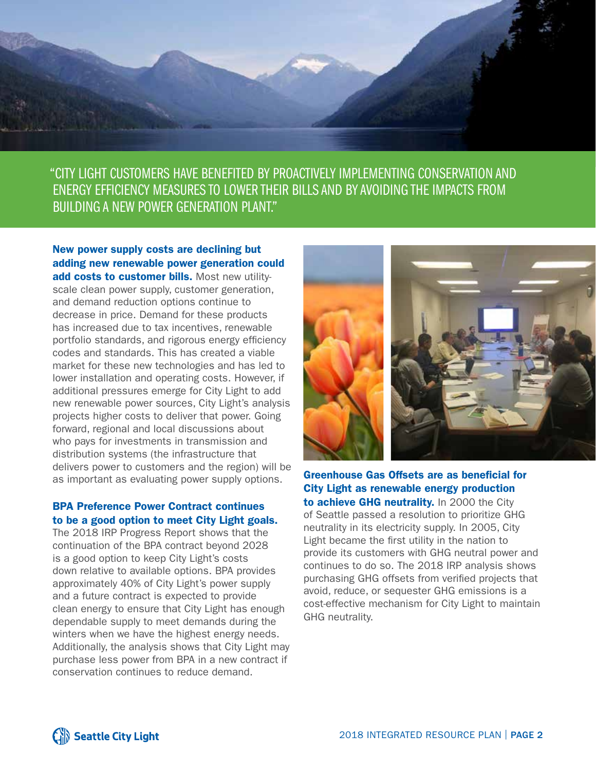"CITY LIGHT CUSTOMERS HAVE BENEFITED BY PROACTIVELY IMPLEMENTING CONSERVATION AND ENERGY EFFICIENCY MEASURES TO LOWER THEIR BILLS AND BY AVOIDING THE IMPACTS FROM BUILDING A NEW POWER GENERATION PLANT."

**New power supply costs are declining but adding new renewable power generation could add costs to customer bills.** Most new utility-scale clean power supply, customer generation, and demand reduction options continue to decrease in price. Demand for these products has increased due to tax incentives, renewable portfolio standards, and rigorous energy efficiency codes and standards. This has created a viable market for these new technologies and has led to lower installation and operating costs. However, if additional pressures emerge for City Light to add new renewable power sources, City Light's analysis projects higher costs to deliver that power. Going forward, regional and local discussions about who pays for investments in transmission and distribution systems (the infrastructure that delivers power to customers and the region) will be as important as evaluating power supply options.

**BPA Preference Power Contract continues to be a good option to meet City Light goals.** The 2018 IRP Progress Report shows that the continuation of the BPA contract beyond 2028 is a good option to keep City Light's costs down relative to available options. BPA provides approximately 40% of City Light's power supply and a future contract is expected to provide clean energy to ensure that City Light has enough dependable supply to meet demands during the winters when we have the highest energy needs. Additionally, the analysis shows that City Light may purchase less power from BPA in a new contract if conservation continues to reduce demand.

**Greenhouse Gas Offsets are as beneficial for City Light as renewable energy production to achieve GHG neutrality.** In 2000 the City of Seattle passed a resolution to prioritize GHG neutrality in its electricity supply. In 2005, City Light became the first utility in the nation to provide its customers with GHG neutral power and continues to do so. The 2018 IRP analysis shows purchasing GHG offsets from verified projects that avoid, reduce, or sequester GHG emissions is a cost-effective mechanism for City Light to maintain GHG neutrality.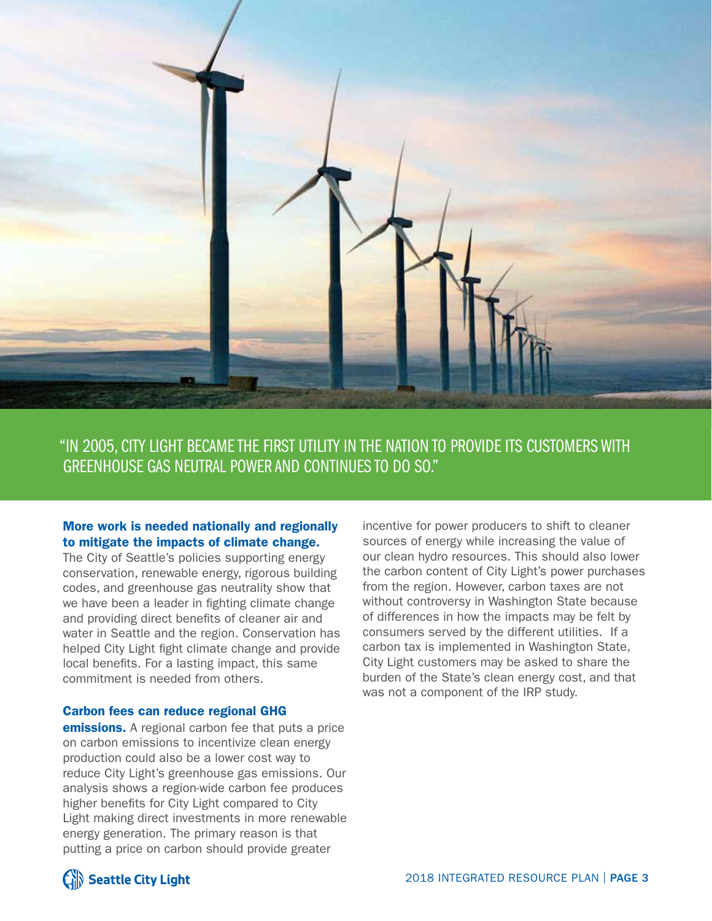"IN 2005, CITY LIGHT BECAME THE FIRST UTILITY IN THE NATION TO PROVIDE ITS CUSTOMERS WITH GREENHOUSE GAS NEUTRAL POWER AND CONTINUES TO DO SO."

**More work is needed nationally and regionally to mitigate the impacts of climate change.** The City of Seattle's policies supporting energy conservation, renewable energy, rigorous building codes, and greenhouse gas neutrality show that we have been a leader in fighting climate change and providing direct benefits of cleaner air and water in Seattle and the region. Conservation has helped City Light fight climate change and provide local benefits. For a lasting impact, this same commitment is needed from others.

**Carbon fees can reduce regional GHG emissions.** A regional carbon fee that puts a price on carbon emissions to incentivize clean energy production could also be a lower cost way to reduce City Light's greenhouse gas emissions. Our analysis shows a region-wide carbon fee produces higher benefits for City Light compared to City Light making direct investments in more renewable energy generation. The primary reason is that putting a price on carbon should provide greater incentive for power producers to shift to cleaner sources of energy while increasing the value of our clean hydro resources. This should also lower the carbon content of City Light's power purchases from the region. However, carbon taxes are not without controversy in Washington State because of differences in how the impacts may be felt by consumers served by the different utilities. If a carbon tax is implemented in Washington State, City Light customers may be asked to share the burden of the State's clean energy cost, and that was not a component of the IRP study.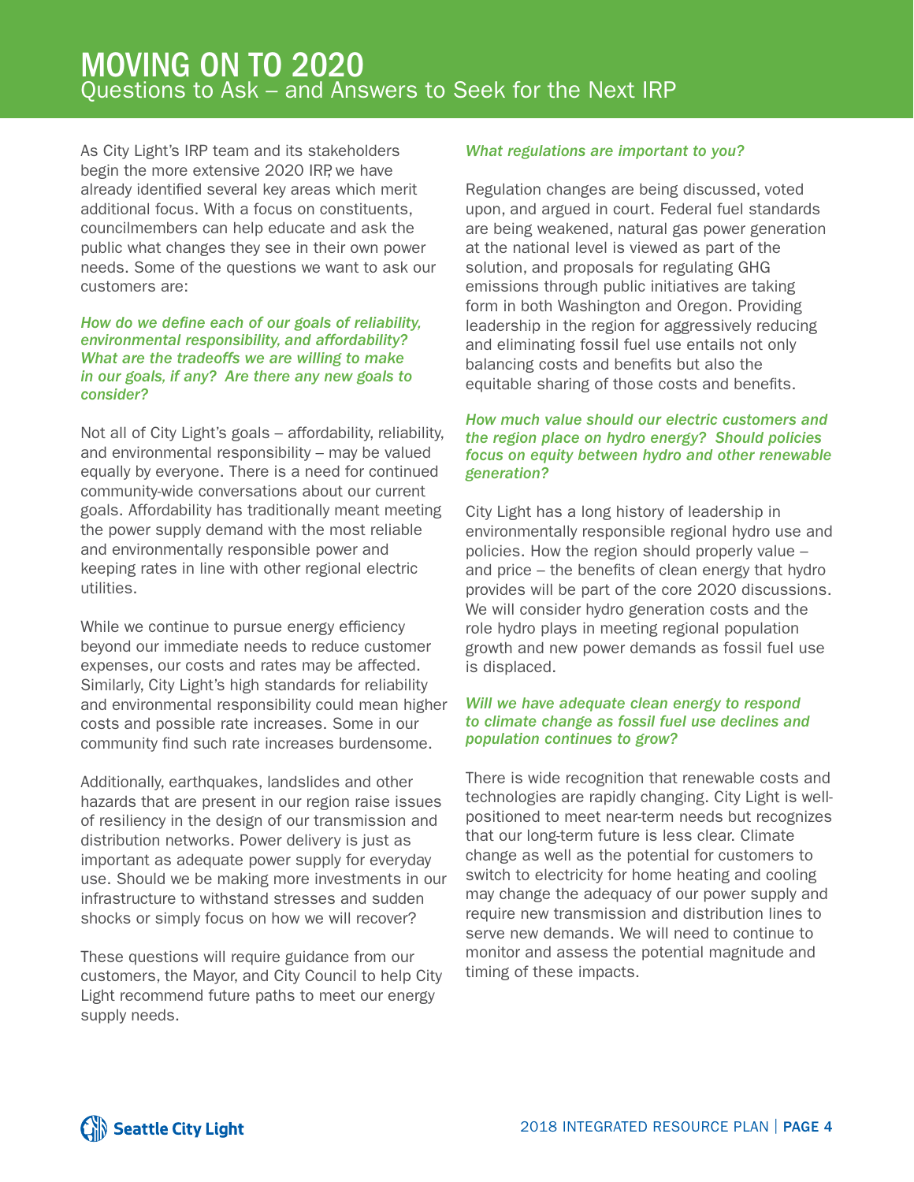# MOVING ON TO 2020

## Questions to Ask – and Answers to Seek for the Next IRP

As City Light's IRP team and its stakeholders begin the more extensive 2020 IRP, we have already identified several key areas which merit additional focus. With a focus on constituents, councilmembers can help educate and ask the public what changes they see in their own power needs. Some of the questions we want to ask our customers are:

***How do we define each of our goals of reliability, environmental responsibility, and affordability? What are the tradeoffs we are willing to make in our goals, if any? Are there any new goals to consider?***

Not all of City Light's goals – affordability, reliability, and environmental responsibility – may be valued equally by everyone. There is a need for continued community-wide conversations about our current goals. Affordability has traditionally meant meeting the power supply demand with the most reliable and environmentally responsible power and keeping rates in line with other regional electric utilities.

While we continue to pursue energy efficiency beyond our immediate needs to reduce customer expenses, our costs and rates may be affected. Similarly, City Light's high standards for reliability and environmental responsibility could mean higher costs and possible rate increases. Some in our community find such rate increases burdensome.

Additionally, earthquakes, landslides and other hazards that are present in our region raise issues of resiliency in the design of our transmission and distribution networks. Power delivery is just as important as adequate power supply for everyday use. Should we be making more investments in our infrastructure to withstand stresses and sudden shocks or simply focus on how we will recover?

These questions will require guidance from our customers, the Mayor, and City Council to help City Light recommend future paths to meet our energy supply needs.

***What regulations are important to you?***

Regulation changes are being discussed, voted upon, and argued in court. Federal fuel standards are being weakened, natural gas power generation at the national level is viewed as part of the solution, and proposals for regulating GHG emissions through public initiatives are taking form in both Washington and Oregon. Providing leadership in the region for aggressively reducing and eliminating fossil fuel use entails not only balancing costs and benefits but also the equitable sharing of those costs and benefits.

***How much value should our electric customers and the region place on hydro energy? Should policies focus on equity between hydro and other renewable generation?***

City Light has a long history of leadership in environmentally responsible regional hydro use and policies. How the region should properly value – and price – the benefits of clean energy that hydro provides will be part of the core 2020 discussions. We will consider hydro generation costs and the role hydro plays in meeting regional population growth and new power demands as fossil fuel use is displaced.

***Will we have adequate clean energy to respond to climate change as fossil fuel use declines and population continues to grow?***

There is wide recognition that renewable costs and technologies are rapidly changing. City Light is well-positioned to meet near-term needs but recognizes that our long-term future is less clear. Climate change as well as the potential for customers to switch to electricity for home heating and cooling may change the adequacy of our power supply and require new transmission and distribution lines to serve new demands. We will need to continue to monitor and assess the potential magnitude and timing of these impacts.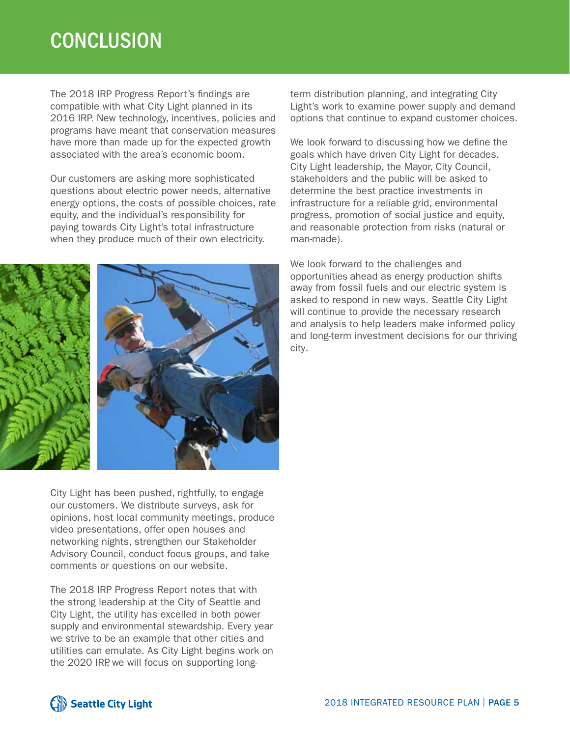# CONCLUSION

The 2018 IRP Progress Report's findings are compatible with what City Light planned in its 2016 IRP. New technology, incentives, policies and programs have meant that conservation measures have more than made up for the expected growth associated with the area's economic boom.

Our customers are asking more sophisticated questions about electric power needs, alternative energy options, the costs of possible choices, rate equity, and the individual's responsibility for paying towards City Light's total infrastructure when they produce much of their own electricity.

City Light has been pushed, rightfully, to engage our customers. We distribute surveys, ask for opinions, host local community meetings, produce video presentations, offer open houses and networking nights, strengthen our Stakeholder Advisory Council, conduct focus groups, and take comments or questions on our website.

The 2018 IRP Progress Report notes that with the strong leadership at the City of Seattle and City Light, the utility has excelled in both power supply and environmental stewardship. Every year we strive to be an example that other cities and utilities can emulate. As City Light begins work on the 2020 IRP, we will focus on supporting long-term distribution planning, and integrating City Light's work to examine power supply and demand options that continue to expand customer choices.

We look forward to discussing how we define the goals which have driven City Light for decades. City Light leadership, the Mayor, City Council, stakeholders and the public will be asked to determine the best practice investments in infrastructure for a reliable grid, environmental progress, promotion of social justice and equity, and reasonable protection from risks (natural or man-made).

We look forward to the challenges and opportunities ahead as energy production shifts away from fossil fuels and our electric system is asked to respond in new ways. Seattle City Light will continue to provide the necessary research and analysis to help leaders make informed policy and long-term investment decisions for our thriving city.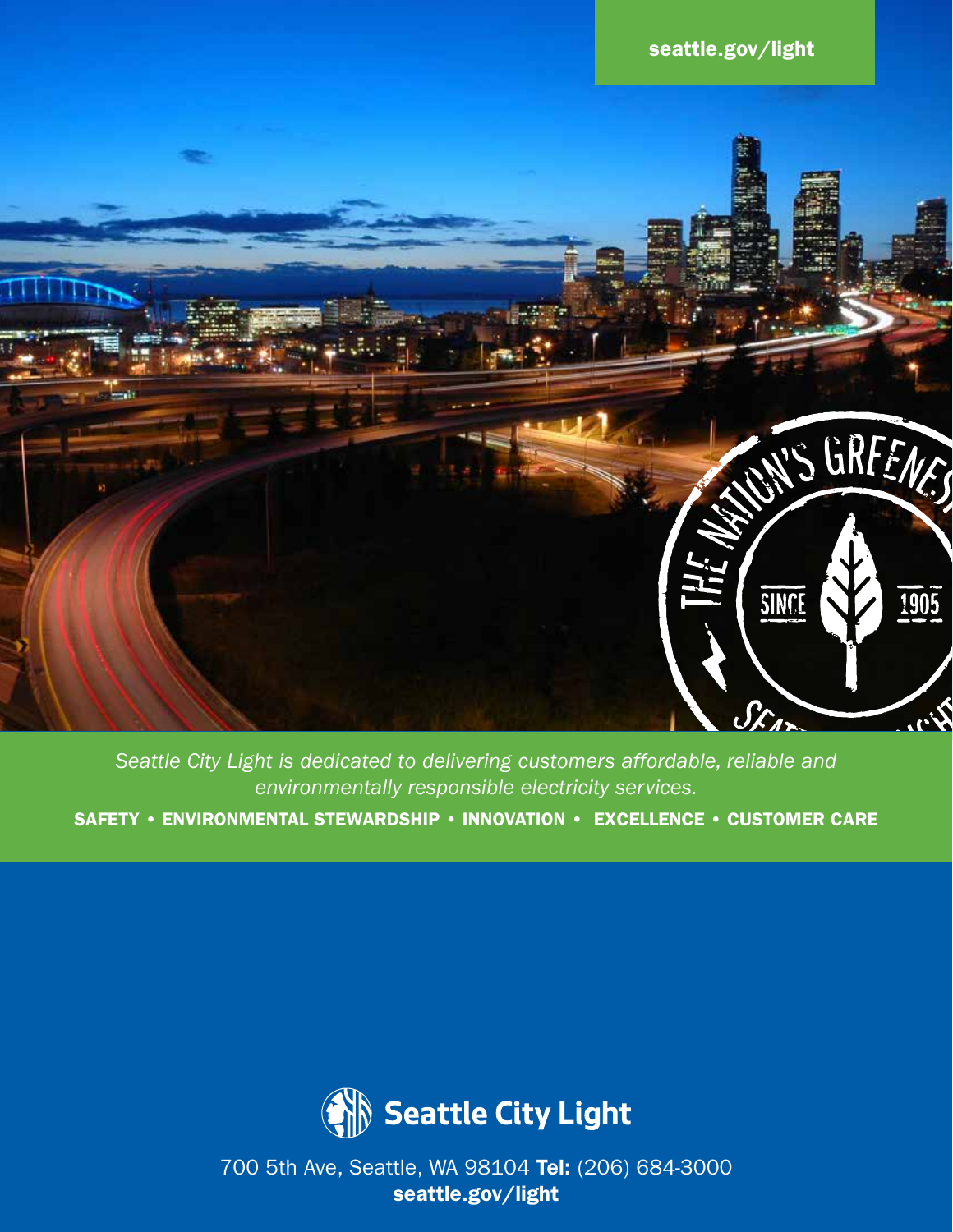seattle.gov/light

*Seattle City Light is dedicated to delivering customers affordable, reliable and environmentally responsible electricity services.*

**SAFETY • ENVIRONMENTAL STEWARDSHIP • INNOVATION • EXCELLENCE • CUSTOMER CARE**

**Seattle City Light**

700 5th Ave, Seattle, WA 98104 **Tel:** (206) 684-3000
**seattle.gov/light**